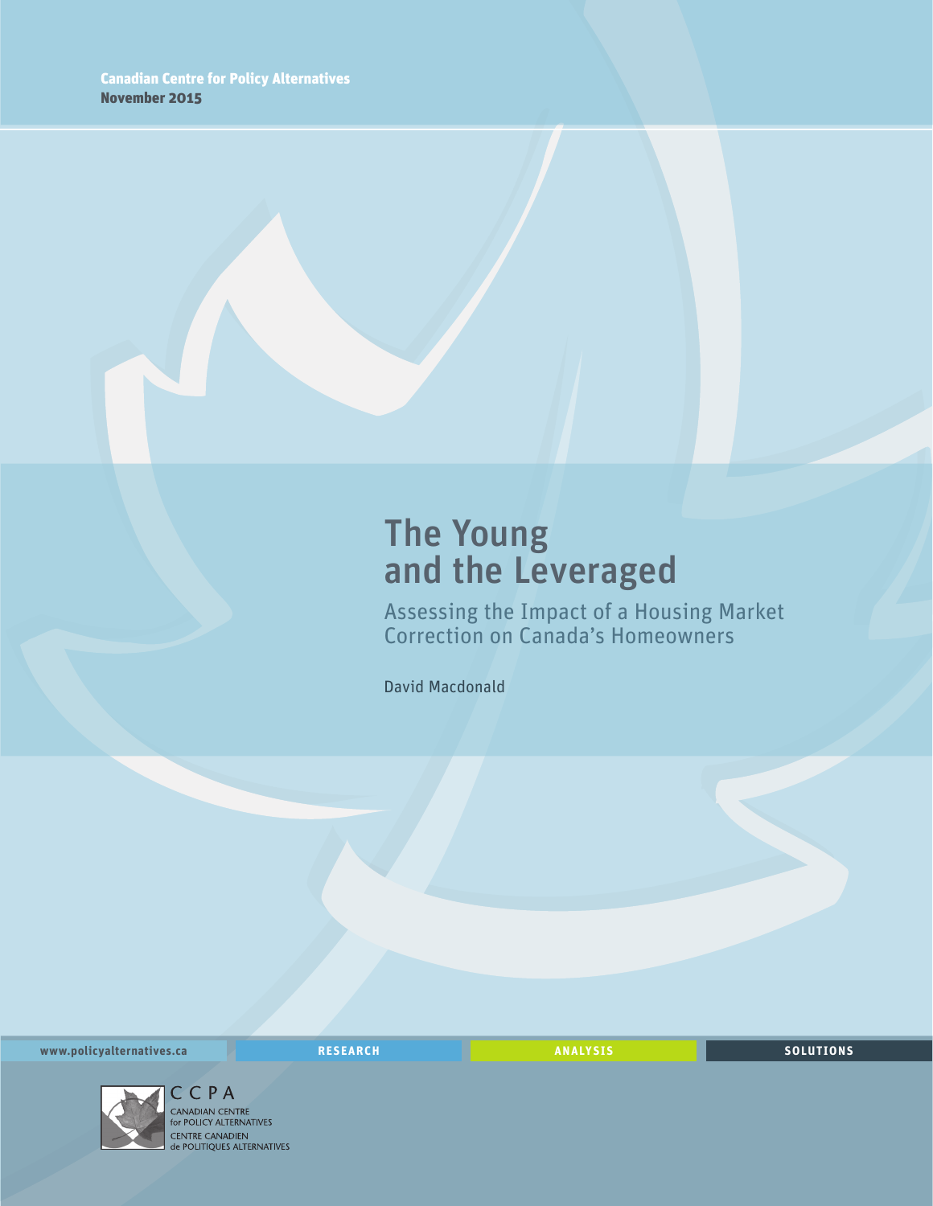Canadian Centre for Policy Alternatives
**November 2015**

# The Young and the Leveraged

## Assessing the Impact of a Housing Market Correction on Canada's Homeowners

David Macdonald

www.policyalternatives.ca | RESEARCH | ANALYSIS | SOLUTIONS

CCPA
CANADIAN CENTRE for POLICY ALTERNATIVES
CENTRE CANADIEN de POLITIQUES ALTERNATIVES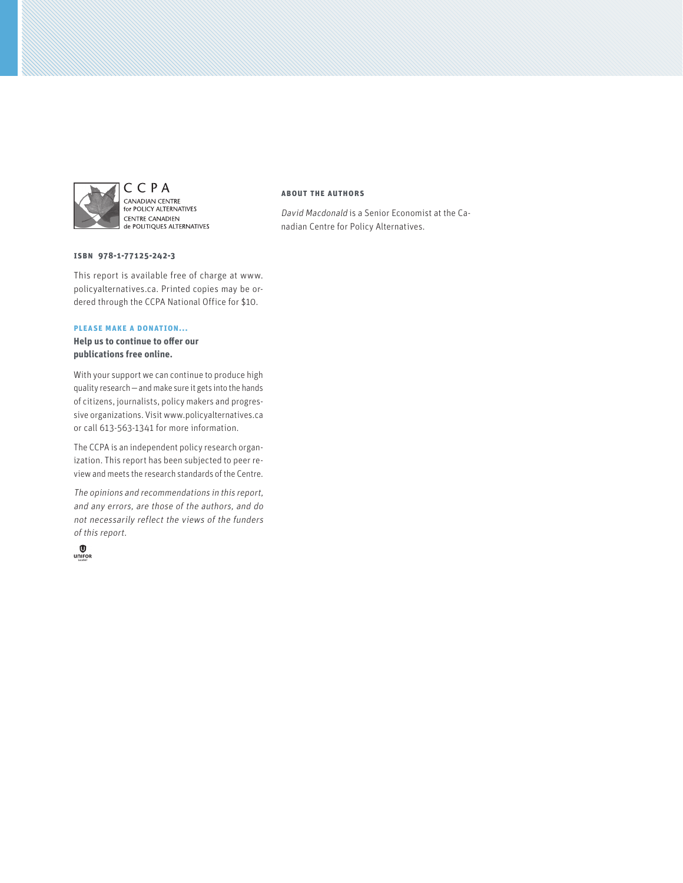CCPA
CANADIAN CENTRE
for POLICY ALTERNATIVES
CENTRE CANADIEN
de POLITIQUES ALTERNATIVES

**ISBN 978-1-77125-242-3**

This report is available free of charge at www.policyalternatives.ca. Printed copies may be ordered through the CCPA National Office for $10.

**PLEASE MAKE A DONATION...**

**Help us to continue to offer our publications free online.**

With your support we can continue to produce high quality research—and make sure it gets into the hands of citizens, journalists, policy makers and progressive organizations. Visit www.policyalternatives.ca or call 613-563-1341 for more information.

The CCPA is an independent policy research organization. This report has been subjected to peer review and meets the research standards of the Centre.

*The opinions and recommendations in this report, and any errors, are those of the authors, and do not necessarily reflect the views of the funders of this report.*

UNIFOR

**ABOUT THE AUTHORS**

*David Macdonald* is a Senior Economist at the Canadian Centre for Policy Alternatives.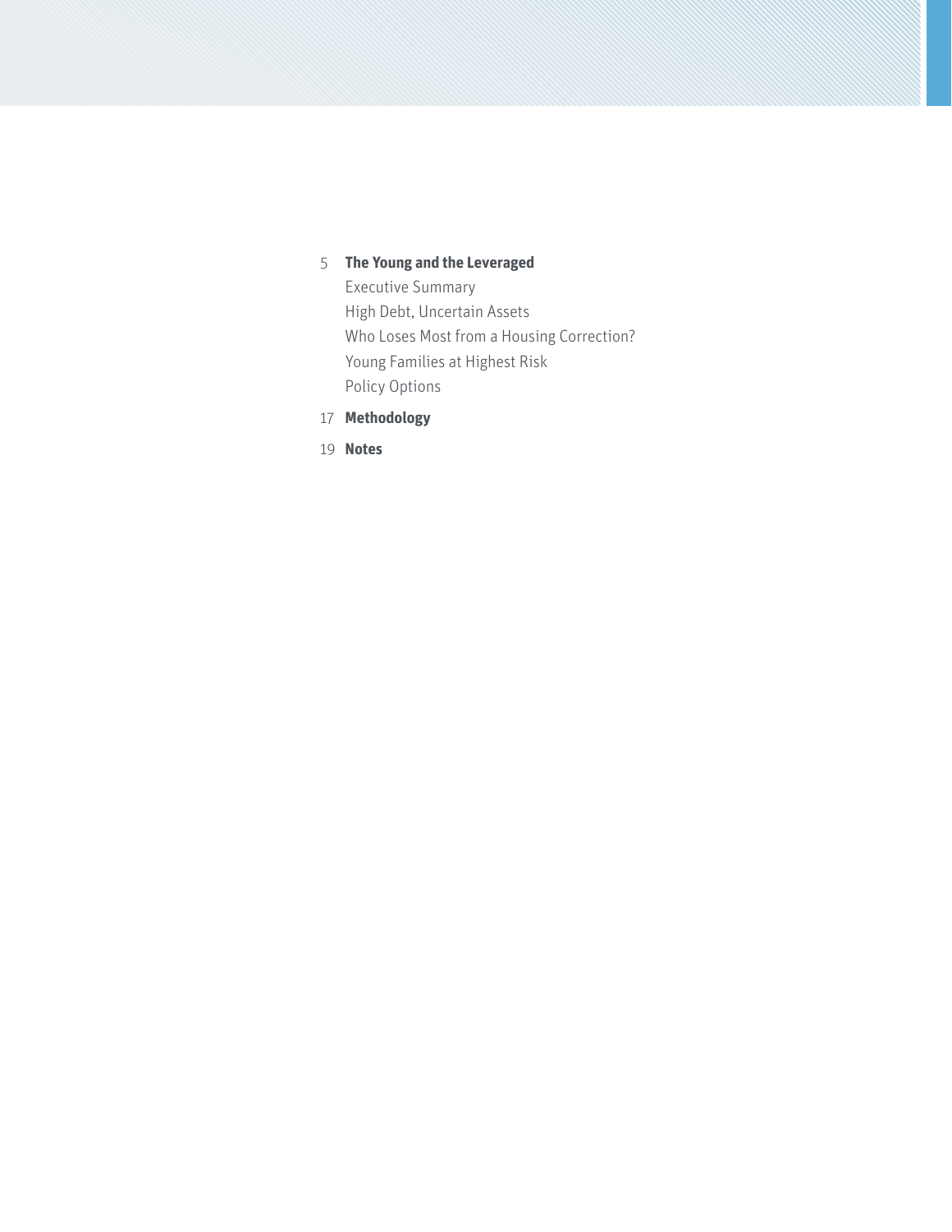5 **The Young and the Leveraged**

Executive Summary

High Debt, Uncertain Assets

Who Loses Most from a Housing Correction?

Young Families at Highest Risk

Policy Options

17 **Methodology**

19 **Notes**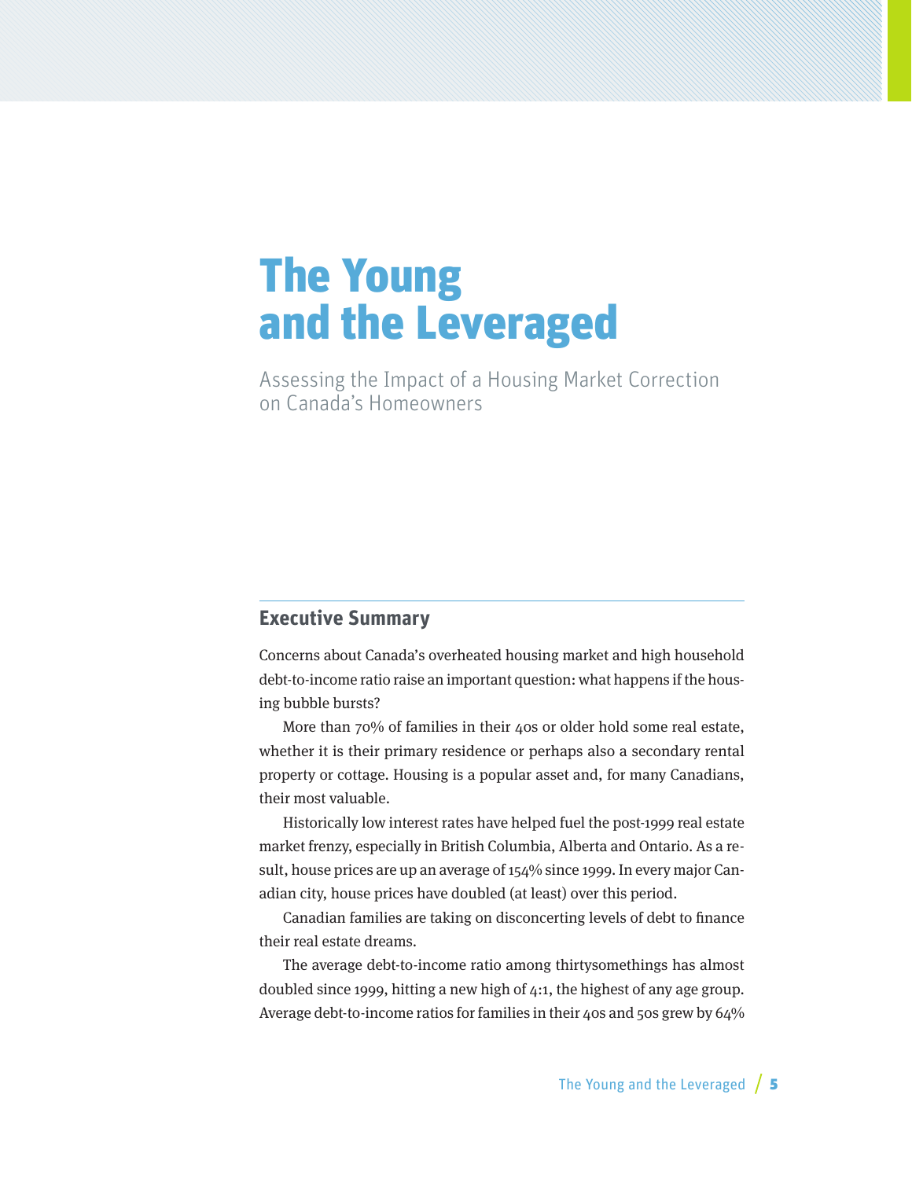# The Young and the Leveraged

Assessing the Impact of a Housing Market Correction on Canada's Homeowners

## Executive Summary

Concerns about Canada's overheated housing market and high household debt-to-income ratio raise an important question: what happens if the housing bubble bursts?

More than 70% of families in their 40s or older hold some real estate, whether it is their primary residence or perhaps also a secondary rental property or cottage. Housing is a popular asset and, for many Canadians, their most valuable.

Historically low interest rates have helped fuel the post-1999 real estate market frenzy, especially in British Columbia, Alberta and Ontario. As a result, house prices are up an average of 154% since 1999. In every major Canadian city, house prices have doubled (at least) over this period.

Canadian families are taking on disconcerting levels of debt to finance their real estate dreams.

The average debt-to-income ratio among thirtysomethings has almost doubled since 1999, hitting a new high of 4:1, the highest of any age group. Average debt-to-income ratios for families in their 40s and 50s grew by 64%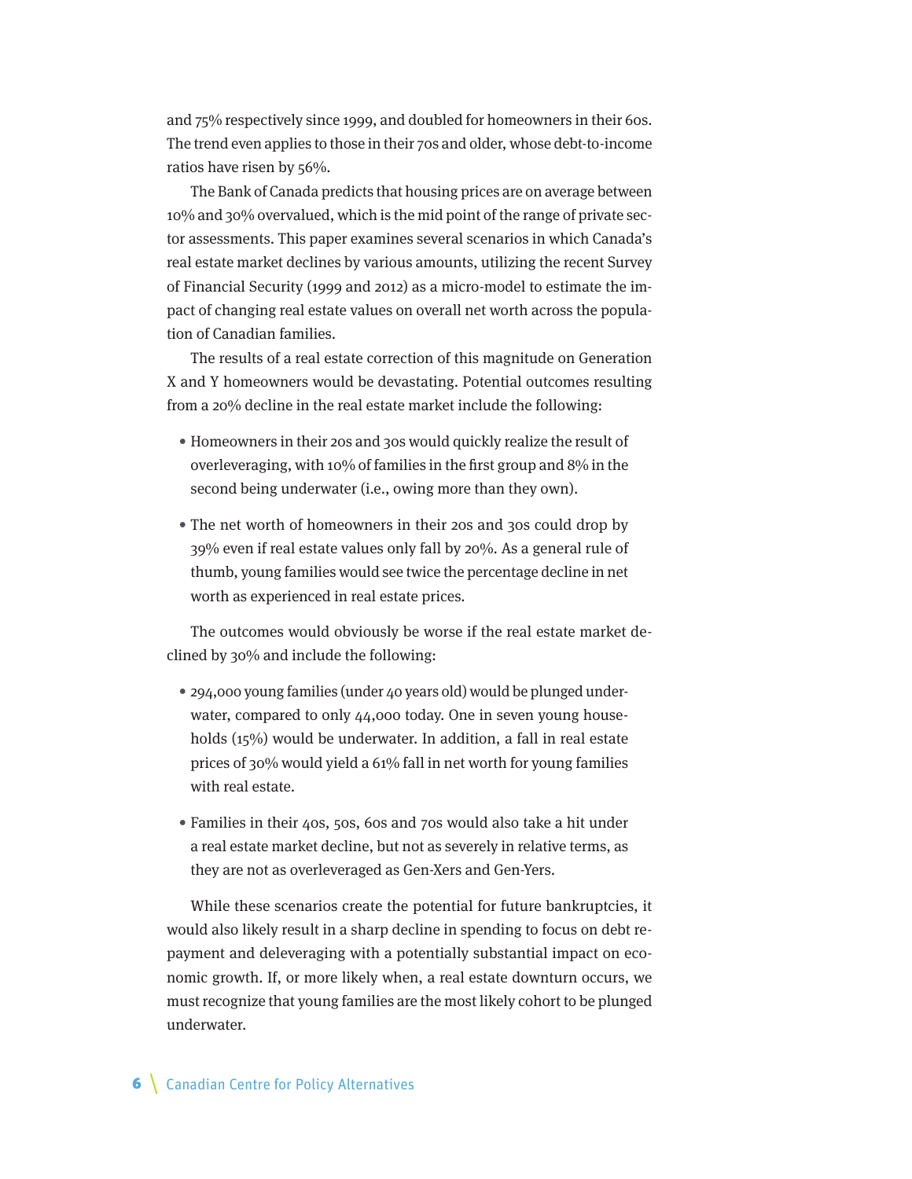and 75% respectively since 1999, and doubled for homeowners in their 60s. The trend even applies to those in their 70s and older, whose debt-to-income ratios have risen by 56%.

The Bank of Canada predicts that housing prices are on average between 10% and 30% overvalued, which is the mid point of the range of private sector assessments. This paper examines several scenarios in which Canada's real estate market declines by various amounts, utilizing the recent Survey of Financial Security (1999 and 2012) as a micro-model to estimate the impact of changing real estate values on overall net worth across the population of Canadian families.

The results of a real estate correction of this magnitude on Generation X and Y homeowners would be devastating. Potential outcomes resulting from a 20% decline in the real estate market include the following:

- Homeowners in their 20s and 30s would quickly realize the result of overleveraging, with 10% of families in the first group and 8% in the second being underwater (i.e., owing more than they own).
- The net worth of homeowners in their 20s and 30s could drop by 39% even if real estate values only fall by 20%. As a general rule of thumb, young families would see twice the percentage decline in net worth as experienced in real estate prices.

The outcomes would obviously be worse if the real estate market declined by 30% and include the following:

- 294,000 young families (under 40 years old) would be plunged underwater, compared to only 44,000 today. One in seven young households (15%) would be underwater. In addition, a fall in real estate prices of 30% would yield a 61% fall in net worth for young families with real estate.
- Families in their 40s, 50s, 60s and 70s would also take a hit under a real estate market decline, but not as severely in relative terms, as they are not as overleveraged as Gen-Xers and Gen-Yers.

While these scenarios create the potential for future bankruptcies, it would also likely result in a sharp decline in spending to focus on debt repayment and deleveraging with a potentially substantial impact on economic growth. If, or more likely when, a real estate downturn occurs, we must recognize that young families are the most likely cohort to be plunged underwater.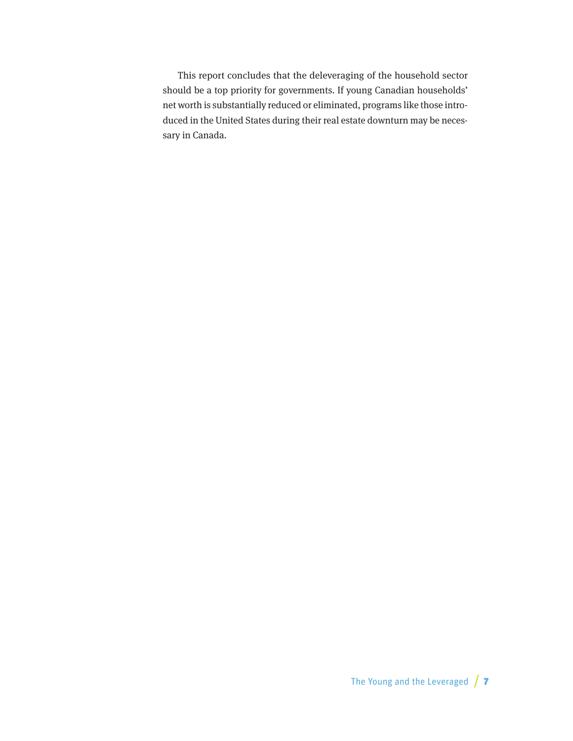This report concludes that the deleveraging of the household sector should be a top priority for governments. If young Canadian households' net worth is substantially reduced or eliminated, programs like those introduced in the United States during their real estate downturn may be necessary in Canada.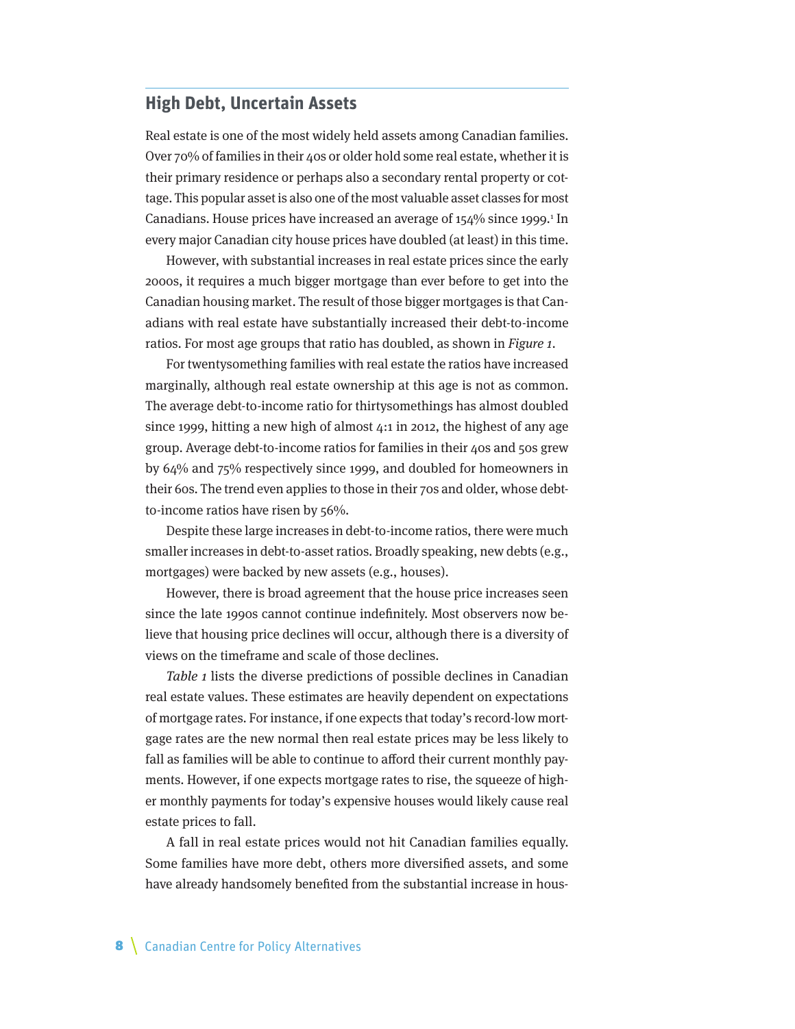## High Debt, Uncertain Assets

Real estate is one of the most widely held assets among Canadian families. Over 70% of families in their 40s or older hold some real estate, whether it is their primary residence or perhaps also a secondary rental property or cottage. This popular asset is also one of the most valuable asset classes for most Canadians. House prices have increased an average of 154% since 1999.[1] In every major Canadian city house prices have doubled (at least) in this time.

However, with substantial increases in real estate prices since the early 2000s, it requires a much bigger mortgage than ever before to get into the Canadian housing market. The result of those bigger mortgages is that Canadians with real estate have substantially increased their debt-to-income ratios. For most age groups that ratio has doubled, as shown in *Figure 1*.

For twentysomething families with real estate the ratios have increased marginally, although real estate ownership at this age is not as common. The average debt-to-income ratio for thirtysomethings has almost doubled since 1999, hitting a new high of almost 4:1 in 2012, the highest of any age group. Average debt-to-income ratios for families in their 40s and 50s grew by 64% and 75% respectively since 1999, and doubled for homeowners in their 60s. The trend even applies to those in their 70s and older, whose debt-to-income ratios have risen by 56%.

Despite these large increases in debt-to-income ratios, there were much smaller increases in debt-to-asset ratios. Broadly speaking, new debts (e.g., mortgages) were backed by new assets (e.g., houses).

However, there is broad agreement that the house price increases seen since the late 1990s cannot continue indefinitely. Most observers now believe that housing price declines will occur, although there is a diversity of views on the timeframe and scale of those declines.

*Table 1* lists the diverse predictions of possible declines in Canadian real estate values. These estimates are heavily dependent on expectations of mortgage rates. For instance, if one expects that today's record-low mortgage rates are the new normal then real estate prices may be less likely to fall as families will be able to continue to afford their current monthly payments. However, if one expects mortgage rates to rise, the squeeze of higher monthly payments for today's expensive houses would likely cause real estate prices to fall.

A fall in real estate prices would not hit Canadian families equally. Some families have more debt, others more diversified assets, and some have already handsomely benefited from the substantial increase in hous-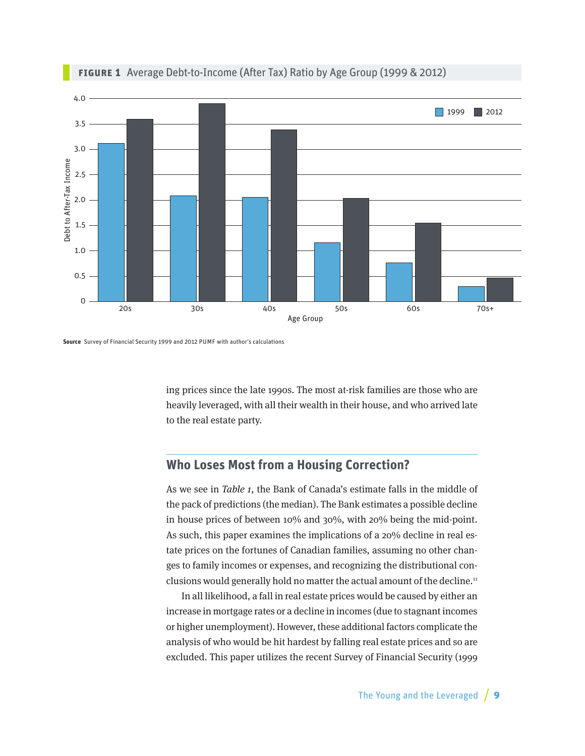**FIGURE 1** Average Debt-to-Income (After Tax) Ratio by Age Group (1999 & 2012)

**Source** Survey of Financial Security 1999 and 2012 PUMF with author's calculations

ing prices since the late 1990s. The most at-risk families are those who are heavily leveraged, with all their wealth in their house, and who arrived late to the real estate party.

## Who Loses Most from a Housing Correction?

As we see in *Table 1*, the Bank of Canada's estimate falls in the middle of the pack of predictions (the median). The Bank estimates a possible decline in house prices of between 10% and 30%, with 20% being the mid-point. As such, this paper examines the implications of a 20% decline in real estate prices on the fortunes of Canadian families, assuming no other changes to family incomes or expenses, and recognizing the distributional conclusions would generally hold no matter the actual amount of the decline.[11]

In all likelihood, a fall in real estate prices would be caused by either an increase in mortgage rates or a decline in incomes (due to stagnant incomes or higher unemployment). However, these additional factors complicate the analysis of who would be hit hardest by falling real estate prices and so are excluded. This paper utilizes the recent Survey of Financial Security (1999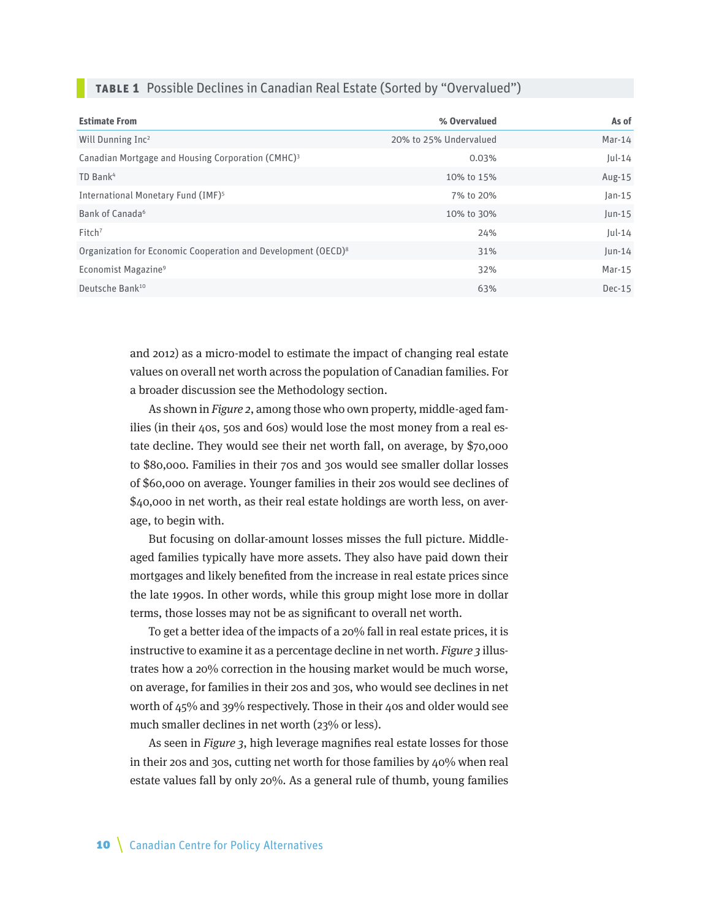**TABLE 1** Possible Declines in Canadian Real Estate (Sorted by "Overvalued")

| Estimate From | % Overvalued | As of |
|---|---|---|
| Will Dunning Inc[2] | 20% to 25% Undervalued | Mar-14 |
| Canadian Mortgage and Housing Corporation (CMHC)[3] | 0.03% | Jul-14 |
| TD Bank[4] | 10% to 15% | Aug-15 |
| International Monetary Fund (IMF)[5] | 7% to 20% | Jan-15 |
| Bank of Canada[6] | 10% to 30% | Jun-15 |
| Fitch[7] | 24% | Jul-14 |
| Organization for Economic Cooperation and Development (OECD)[8] | 31% | Jun-14 |
| Economist Magazine[9] | 32% | Mar-15 |
| Deutsche Bank[10] | 63% | Dec-15 |

and 2012) as a micro-model to estimate the impact of changing real estate values on overall net worth across the population of Canadian families. For a broader discussion see the Methodology section.

As shown in *Figure 2*, among those who own property, middle-aged families (in their 40s, 50s and 60s) would lose the most money from a real estate decline. They would see their net worth fall, on average, by $70,000 to $80,000. Families in their 70s and 30s would see smaller dollar losses of $60,000 on average. Younger families in their 20s would see declines of $40,000 in net worth, as their real estate holdings are worth less, on average, to begin with.

But focusing on dollar-amount losses misses the full picture. Middle-aged families typically have more assets. They also have paid down their mortgages and likely benefited from the increase in real estate prices since the late 1990s. In other words, while this group might lose more in dollar terms, those losses may not be as significant to overall net worth.

To get a better idea of the impacts of a 20% fall in real estate prices, it is instructive to examine it as a percentage decline in net worth. *Figure 3* illustrates how a 20% correction in the housing market would be much worse, on average, for families in their 20s and 30s, who would see declines in net worth of 45% and 39% respectively. Those in their 40s and older would see much smaller declines in net worth (23% or less).

As seen in *Figure 3*, high leverage magnifies real estate losses for those in their 20s and 30s, cutting net worth for those families by 40% when real estate values fall by only 20%. As a general rule of thumb, young families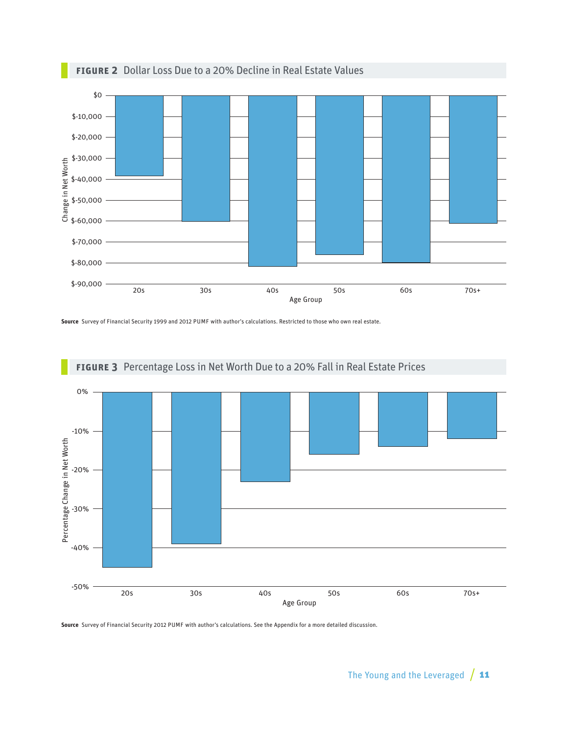**FIGURE 2** Dollar Loss Due to a 20% Decline in Real Estate Values

**Source** Survey of Financial Security 1999 and 2012 PUMF with author's calculations. Restricted to those who own real estate.

**FIGURE 3** Percentage Loss in Net Worth Due to a 20% Fall in Real Estate Prices

**Source** Survey of Financial Security 2012 PUMF with author's calculations. See the Appendix for a more detailed discussion.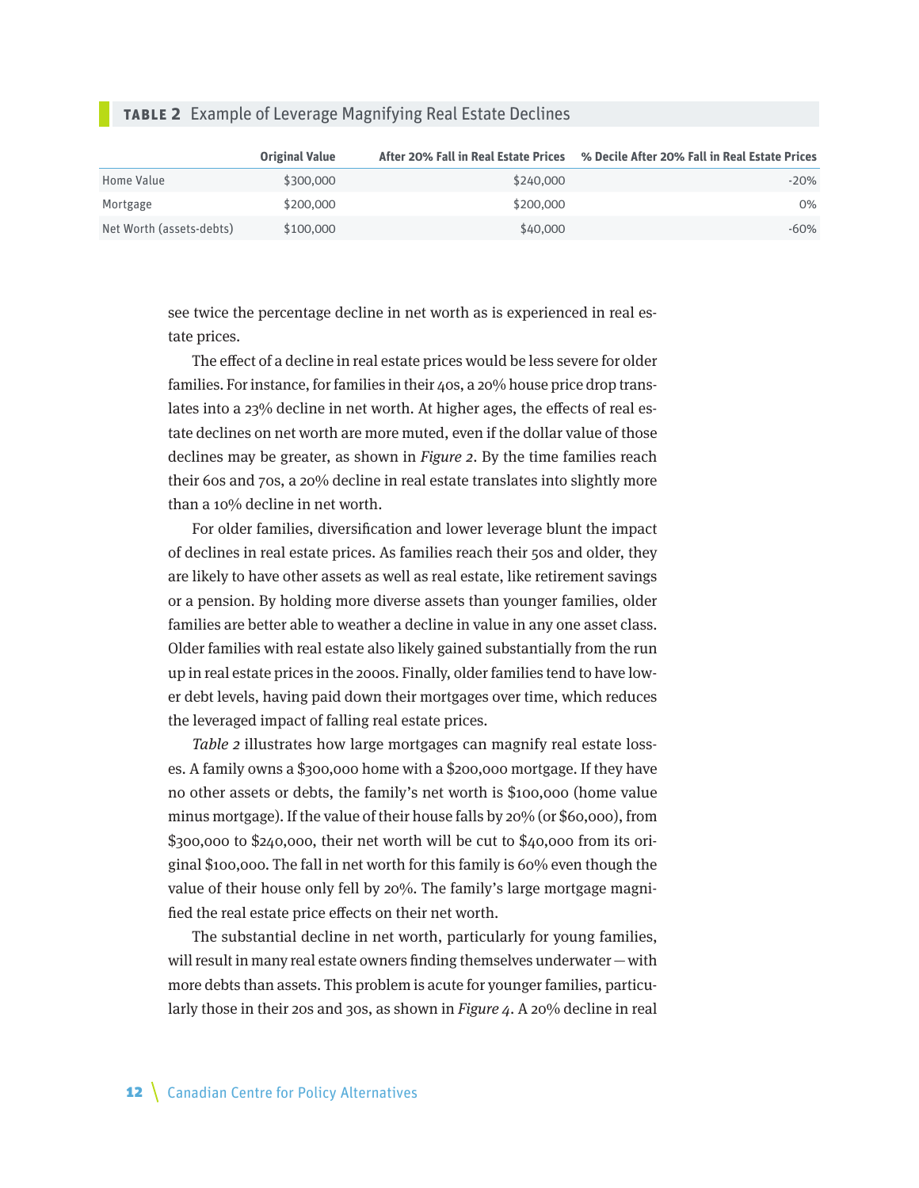**TABLE 2** Example of Leverage Magnifying Real Estate Declines

| | Original Value | After 20% Fall in Real Estate Prices | % Decile After 20% Fall in Real Estate Prices |
|---|---|---|---|
| Home Value | $300,000 | $240,000 | -20% |
| Mortgage | $200,000 | $200,000 | 0% |
| Net Worth (assets-debts) | $100,000 | $40,000 | -60% |

see twice the percentage decline in net worth as is experienced in real estate prices.

The effect of a decline in real estate prices would be less severe for older families. For instance, for families in their 40s, a 20% house price drop translates into a 23% decline in net worth. At higher ages, the effects of real estate declines on net worth are more muted, even if the dollar value of those declines may be greater, as shown in *Figure 2*. By the time families reach their 60s and 70s, a 20% decline in real estate translates into slightly more than a 10% decline in net worth.

For older families, diversification and lower leverage blunt the impact of declines in real estate prices. As families reach their 50s and older, they are likely to have other assets as well as real estate, like retirement savings or a pension. By holding more diverse assets than younger families, older families are better able to weather a decline in value in any one asset class. Older families with real estate also likely gained substantially from the run up in real estate prices in the 2000s. Finally, older families tend to have lower debt levels, having paid down their mortgages over time, which reduces the leveraged impact of falling real estate prices.

*Table 2* illustrates how large mortgages can magnify real estate losses. A family owns a $300,000 home with a $200,000 mortgage. If they have no other assets or debts, the family's net worth is $100,000 (home value minus mortgage). If the value of their house falls by 20% (or $60,000), from $300,000 to $240,000, their net worth will be cut to $40,000 from its original $100,000. The fall in net worth for this family is 60% even though the value of their house only fell by 20%. The family's large mortgage magnified the real estate price effects on their net worth.

The substantial decline in net worth, particularly for young families, will result in many real estate owners finding themselves underwater — with more debts than assets. This problem is acute for younger families, particularly those in their 20s and 30s, as shown in *Figure 4*. A 20% decline in real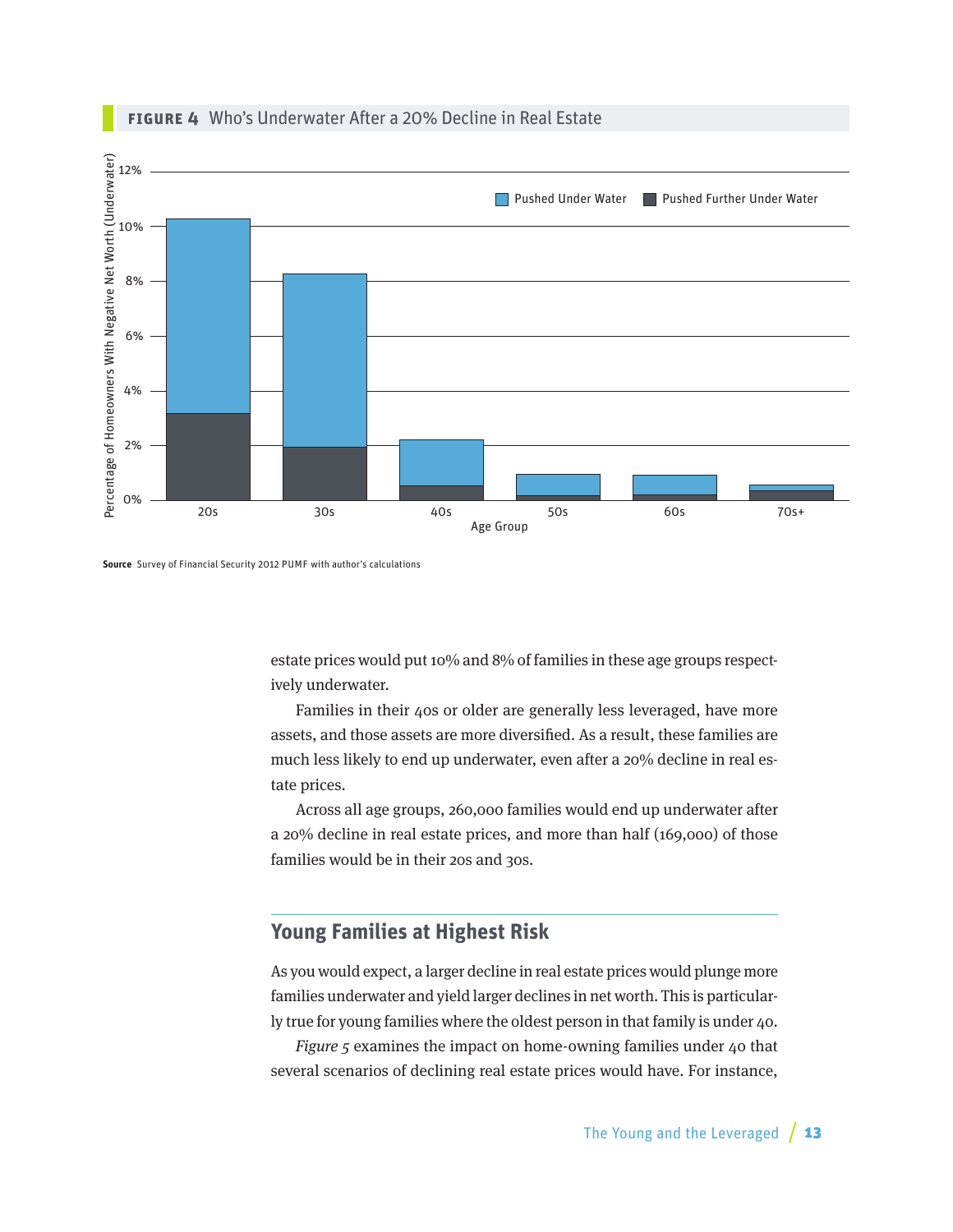**FIGURE 4** Who's Underwater After a 20% Decline in Real Estate

**Source** Survey of Financial Security 2012 PUMF with author's calculations

estate prices would put 10% and 8% of families in these age groups respectively underwater.

Families in their 40s or older are generally less leveraged, have more assets, and those assets are more diversified. As a result, these families are much less likely to end up underwater, even after a 20% decline in real estate prices.

Across all age groups, 260,000 families would end up underwater after a 20% decline in real estate prices, and more than half (169,000) of those families would be in their 20s and 30s.

## Young Families at Highest Risk

As you would expect, a larger decline in real estate prices would plunge more families underwater and yield larger declines in net worth. This is particularly true for young families where the oldest person in that family is under 40.

*Figure 5* examines the impact on home-owning families under 40 that several scenarios of declining real estate prices would have. For instance,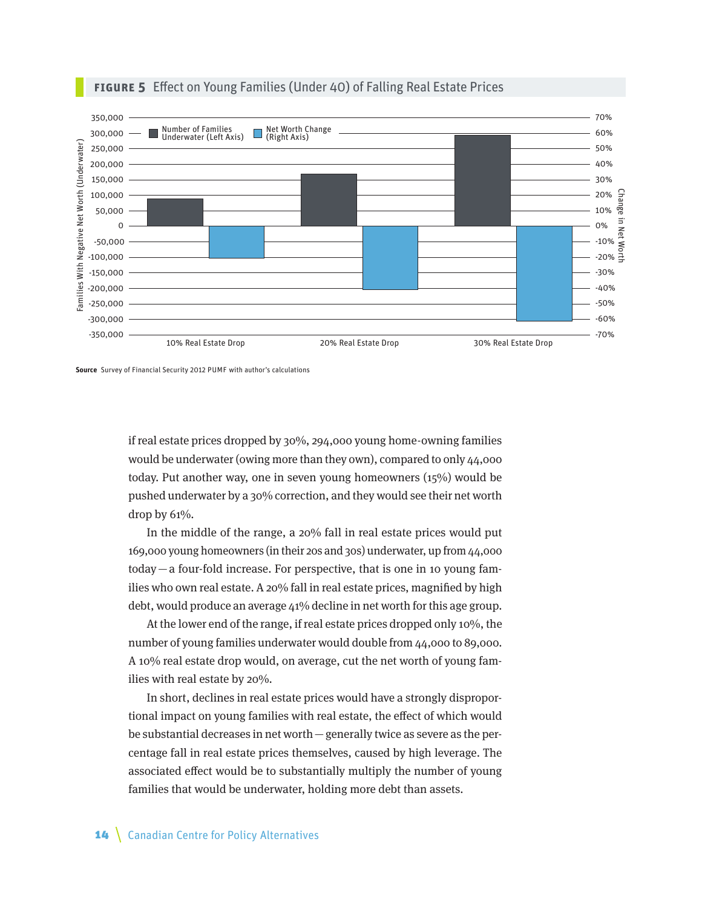**FIGURE 5** Effect on Young Families (Under 40) of Falling Real Estate Prices

**Source** Survey of Financial Security 2012 PUMF with author's calculations

if real estate prices dropped by 30%, 294,000 young home-owning families would be underwater (owing more than they own), compared to only 44,000 today. Put another way, one in seven young homeowners (15%) would be pushed underwater by a 30% correction, and they would see their net worth drop by 61%.

In the middle of the range, a 20% fall in real estate prices would put 169,000 young homeowners (in their 20s and 30s) underwater, up from 44,000 today — a four-fold increase. For perspective, that is one in 10 young families who own real estate. A 20% fall in real estate prices, magnified by high debt, would produce an average 41% decline in net worth for this age group.

At the lower end of the range, if real estate prices dropped only 10%, the number of young families underwater would double from 44,000 to 89,000. A 10% real estate drop would, on average, cut the net worth of young families with real estate by 20%.

In short, declines in real estate prices would have a strongly disproportional impact on young families with real estate, the effect of which would be substantial decreases in net worth — generally twice as severe as the percentage fall in real estate prices themselves, caused by high leverage. The associated effect would be to substantially multiply the number of young families that would be underwater, holding more debt than assets.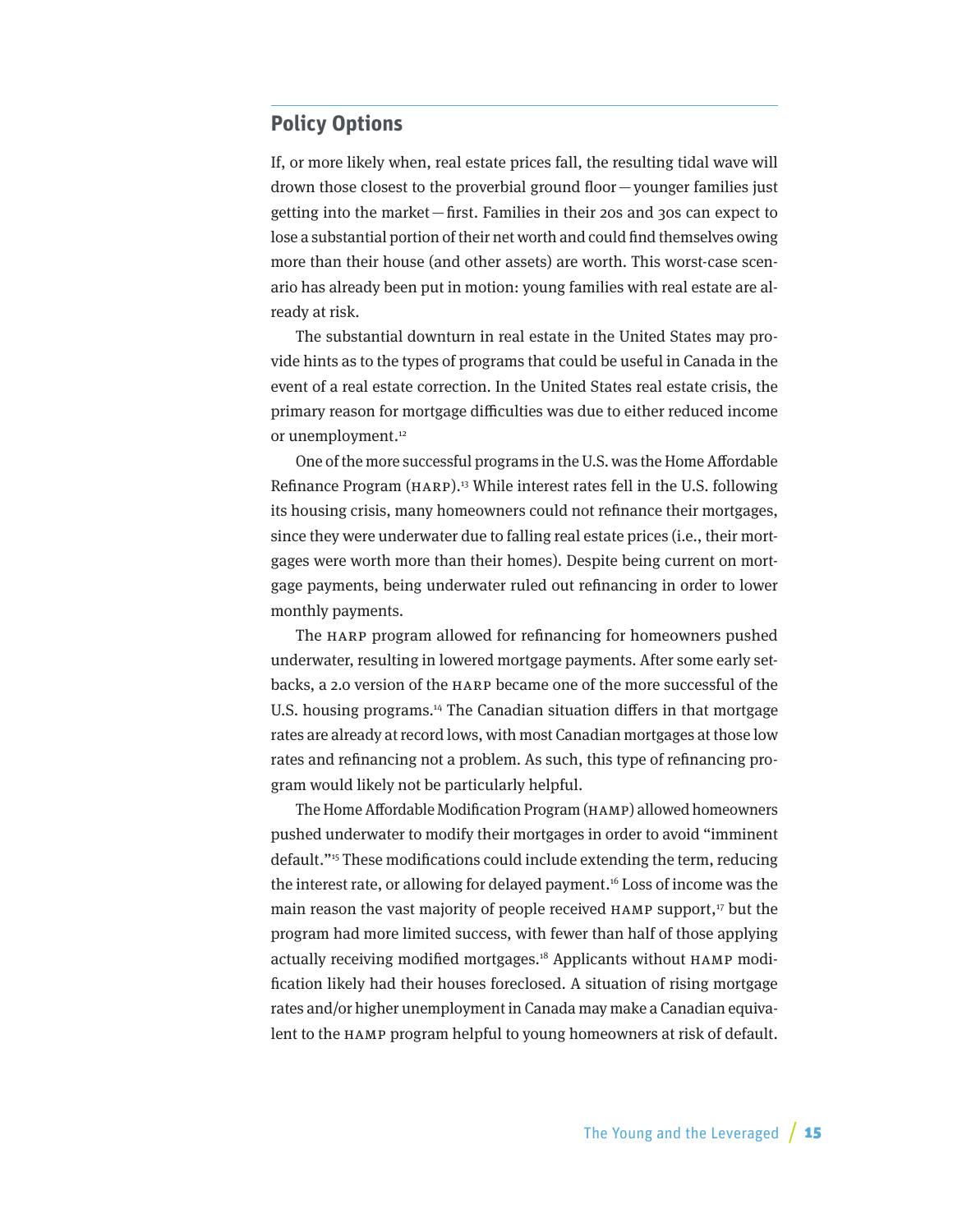## Policy Options

If, or more likely when, real estate prices fall, the resulting tidal wave will drown those closest to the proverbial ground floor — younger families just getting into the market — first. Families in their 20s and 30s can expect to lose a substantial portion of their net worth and could find themselves owing more than their house (and other assets) are worth. This worst-case scenario has already been put in motion: young families with real estate are already at risk.

The substantial downturn in real estate in the United States may provide hints as to the types of programs that could be useful in Canada in the event of a real estate correction. In the United States real estate crisis, the primary reason for mortgage difficulties was due to either reduced income or unemployment.[12]

One of the more successful programs in the U.S. was the Home Affordable Refinance Program (HARP).[13] While interest rates fell in the U.S. following its housing crisis, many homeowners could not refinance their mortgages, since they were underwater due to falling real estate prices (i.e., their mortgages were worth more than their homes). Despite being current on mortgage payments, being underwater ruled out refinancing in order to lower monthly payments.

The HARP program allowed for refinancing for homeowners pushed underwater, resulting in lowered mortgage payments. After some early setbacks, a 2.0 version of the HARP became one of the more successful of the U.S. housing programs.[14] The Canadian situation differs in that mortgage rates are already at record lows, with most Canadian mortgages at those low rates and refinancing not a problem. As such, this type of refinancing program would likely not be particularly helpful.

The Home Affordable Modification Program (HAMP) allowed homeowners pushed underwater to modify their mortgages in order to avoid "imminent default."[15] These modifications could include extending the term, reducing the interest rate, or allowing for delayed payment.[16] Loss of income was the main reason the vast majority of people received HAMP support,[17] but the program had more limited success, with fewer than half of those applying actually receiving modified mortgages.[18] Applicants without HAMP modification likely had their houses foreclosed. A situation of rising mortgage rates and/or higher unemployment in Canada may make a Canadian equivalent to the HAMP program helpful to young homeowners at risk of default.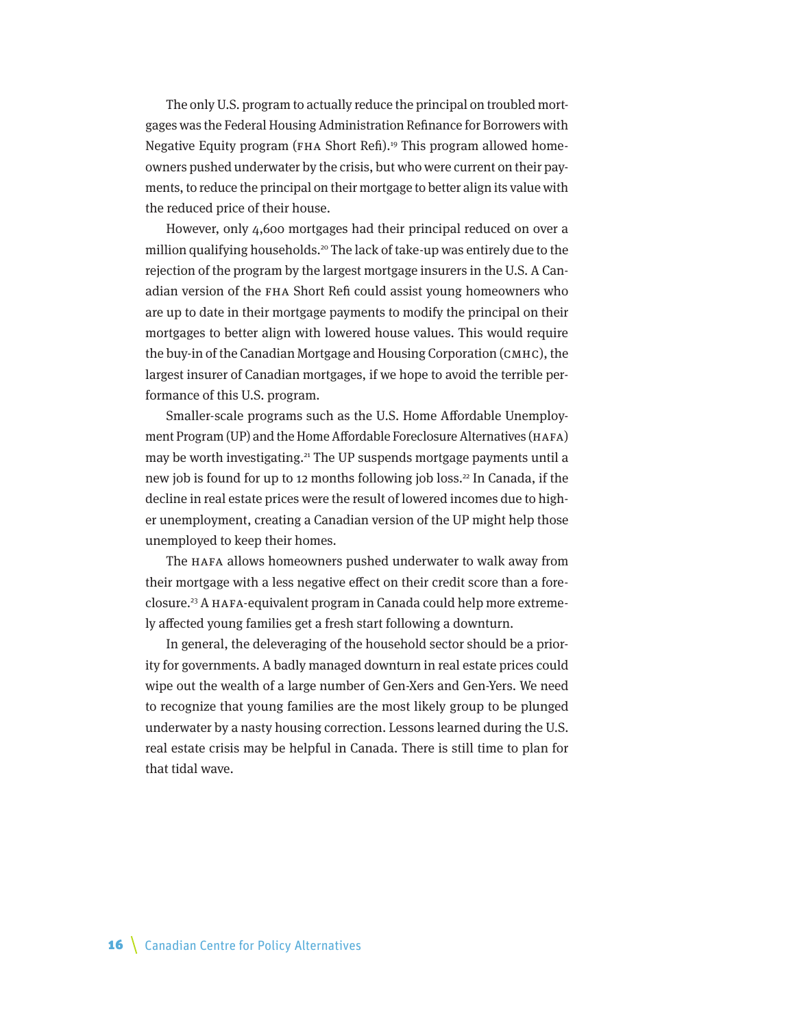The only U.S. program to actually reduce the principal on troubled mortgages was the Federal Housing Administration Refinance for Borrowers with Negative Equity program (FHA Short Refi).[19] This program allowed homeowners pushed underwater by the crisis, but who were current on their payments, to reduce the principal on their mortgage to better align its value with the reduced price of their house.

However, only 4,600 mortgages had their principal reduced on over a million qualifying households.[20] The lack of take-up was entirely due to the rejection of the program by the largest mortgage insurers in the U.S. A Canadian version of the FHA Short Refi could assist young homeowners who are up to date in their mortgage payments to modify the principal on their mortgages to better align with lowered house values. This would require the buy-in of the Canadian Mortgage and Housing Corporation (CMHC), the largest insurer of Canadian mortgages, if we hope to avoid the terrible performance of this U.S. program.

Smaller-scale programs such as the U.S. Home Affordable Unemployment Program (UP) and the Home Affordable Foreclosure Alternatives (HAFA) may be worth investigating.[21] The UP suspends mortgage payments until a new job is found for up to 12 months following job loss.[22] In Canada, if the decline in real estate prices were the result of lowered incomes due to higher unemployment, creating a Canadian version of the UP might help those unemployed to keep their homes.

The HAFA allows homeowners pushed underwater to walk away from their mortgage with a less negative effect on their credit score than a foreclosure.[23] A HAFA-equivalent program in Canada could help more extremely affected young families get a fresh start following a downturn.

In general, the deleveraging of the household sector should be a priority for governments. A badly managed downturn in real estate prices could wipe out the wealth of a large number of Gen-Xers and Gen-Yers. We need to recognize that young families are the most likely group to be plunged underwater by a nasty housing correction. Lessons learned during the U.S. real estate crisis may be helpful in Canada. There is still time to plan for that tidal wave.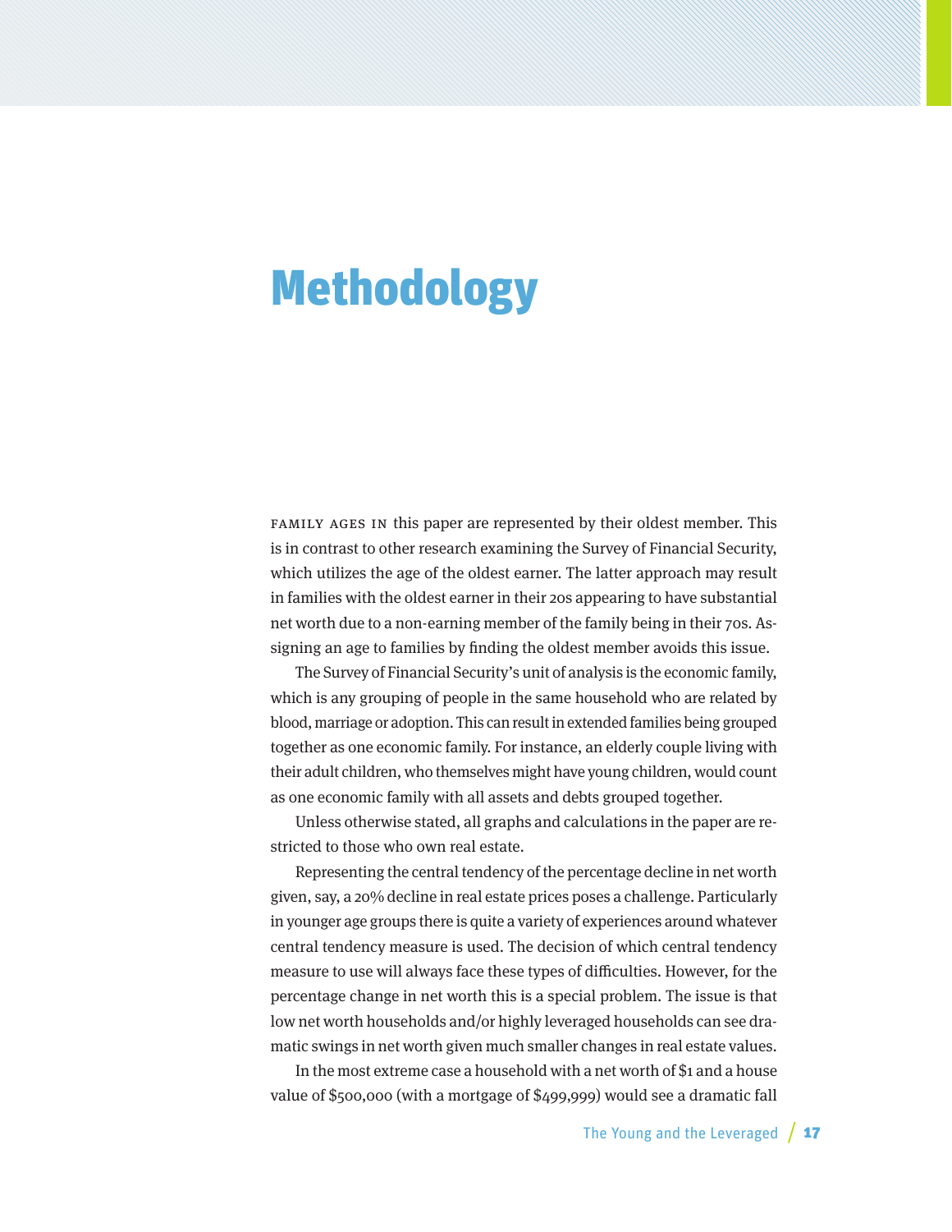# Methodology

FAMILY AGES IN this paper are represented by their oldest member. This is in contrast to other research examining the Survey of Financial Security, which utilizes the age of the oldest earner. The latter approach may result in families with the oldest earner in their 20s appearing to have substantial net worth due to a non-earning member of the family being in their 70s. Assigning an age to families by finding the oldest member avoids this issue.

The Survey of Financial Security's unit of analysis is the economic family, which is any grouping of people in the same household who are related by blood, marriage or adoption. This can result in extended families being grouped together as one economic family. For instance, an elderly couple living with their adult children, who themselves might have young children, would count as one economic family with all assets and debts grouped together.

Unless otherwise stated, all graphs and calculations in the paper are restricted to those who own real estate.

Representing the central tendency of the percentage decline in net worth given, say, a 20% decline in real estate prices poses a challenge. Particularly in younger age groups there is quite a variety of experiences around whatever central tendency measure is used. The decision of which central tendency measure to use will always face these types of difficulties. However, for the percentage change in net worth this is a special problem. The issue is that low net worth households and/or highly leveraged households can see dramatic swings in net worth given much smaller changes in real estate values.

In the most extreme case a household with a net worth of $1 and a house value of $500,000 (with a mortgage of $499,999) would see a dramatic fall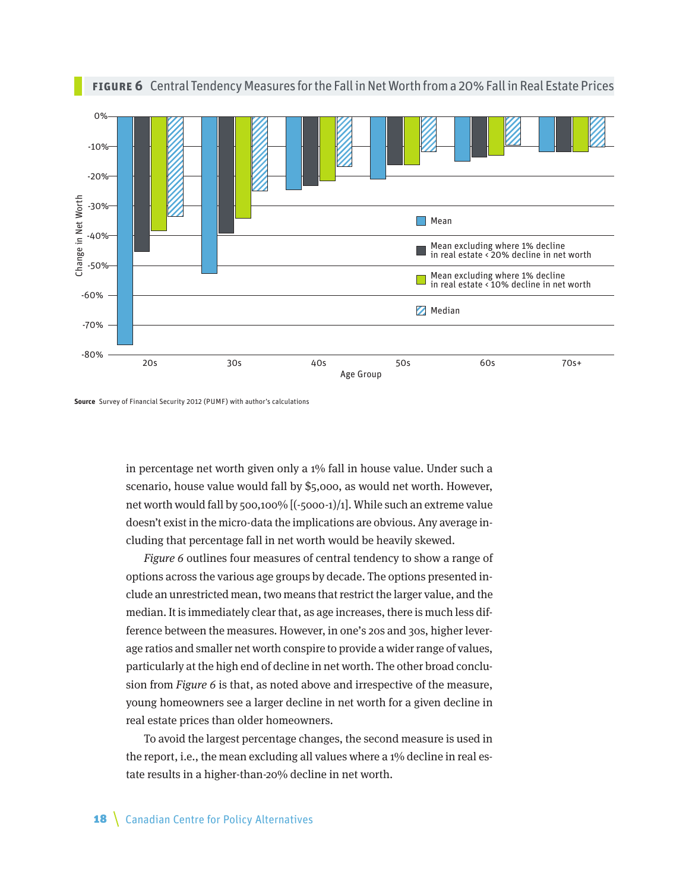**FIGURE 6** Central Tendency Measures for the Fall in Net Worth from a 20% Fall in Real Estate Prices

**Source** Survey of Financial Security 2012 (PUMF) with author's calculations

in percentage net worth given only a 1% fall in house value. Under such a scenario, house value would fall by $5,000, as would net worth. However, net worth would fall by 500,100% [(-5000-1)/1]. While such an extreme value doesn't exist in the micro-data the implications are obvious. Any average including that percentage fall in net worth would be heavily skewed.

*Figure 6* outlines four measures of central tendency to show a range of options across the various age groups by decade. The options presented include an unrestricted mean, two means that restrict the larger value, and the median. It is immediately clear that, as age increases, there is much less difference between the measures. However, in one's 20s and 30s, higher leverage ratios and smaller net worth conspire to provide a wider range of values, particularly at the high end of decline in net worth. The other broad conclusion from *Figure 6* is that, as noted above and irrespective of the measure, young homeowners see a larger decline in net worth for a given decline in real estate prices than older homeowners.

To avoid the largest percentage changes, the second measure is used in the report, i.e., the mean excluding all values where a 1% decline in real estate results in a higher-than-20% decline in net worth.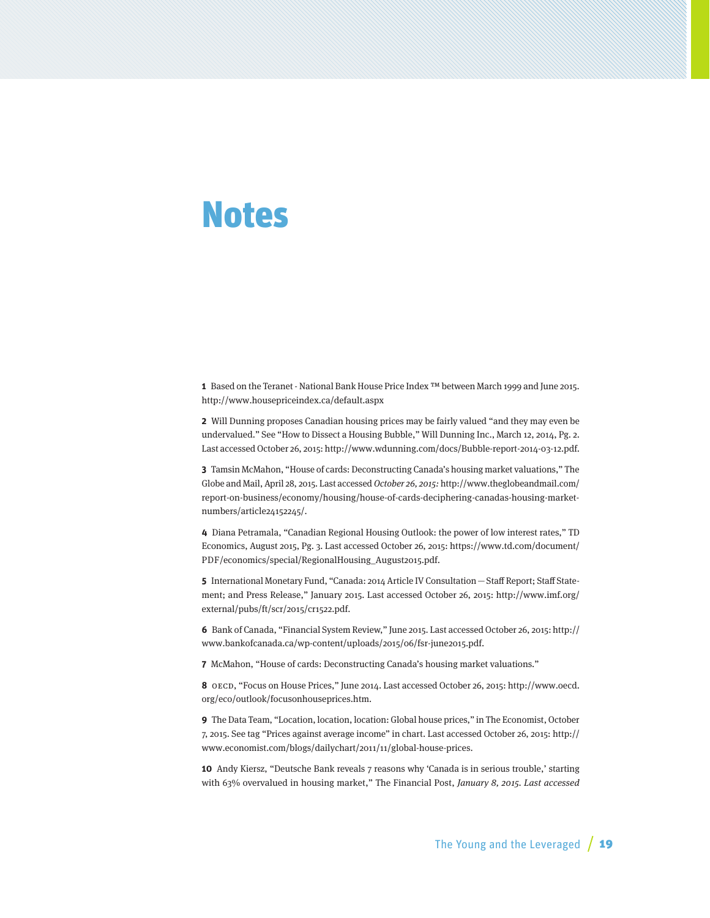# Notes

**1** Based on the Teranet - National Bank House Price Index ™ between March 1999 and June 2015. http://www.housepriceindex.ca/default.aspx

**2** Will Dunning proposes Canadian housing prices may be fairly valued "and they may even be undervalued." See "How to Dissect a Housing Bubble," Will Dunning Inc., March 12, 2014, Pg. 2. Last accessed October 26, 2015: http://www.wdunning.com/docs/Bubble-report-2014-03-12.pdf.

**3** Tamsin McMahon, "House of cards: Deconstructing Canada's housing market valuations," The Globe and Mail, April 28, 2015. Last accessed *October 26, 2015:* http://www.theglobeandmail.com/report-on-business/economy/housing/house-of-cards-deciphering-canadas-housing-market-numbers/article24152245/.

**4** Diana Petramala, "Canadian Regional Housing Outlook: the power of low interest rates," TD Economics, August 2015, Pg. 3. Last accessed October 26, 2015: https://www.td.com/document/PDF/economics/special/RegionalHousing_August2015.pdf.

**5** International Monetary Fund, "Canada: 2014 Article IV Consultation — Staff Report; Staff Statement; and Press Release," January 2015. Last accessed October 26, 2015: http://www.imf.org/external/pubs/ft/scr/2015/cr1522.pdf.

**6** Bank of Canada, "Financial System Review," June 2015. Last accessed October 26, 2015: http://www.bankofcanada.ca/wp-content/uploads/2015/06/fsr-june2015.pdf.

**7** McMahon, "House of cards: Deconstructing Canada's housing market valuations."

**8** OECD, "Focus on House Prices," June 2014. Last accessed October 26, 2015: http://www.oecd.org/eco/outlook/focusonhouseprices.htm.

**9** The Data Team, "Location, location, location: Global house prices," in The Economist, October 7, 2015. See tag "Prices against average income" in chart. Last accessed October 26, 2015: http://www.economist.com/blogs/dailychart/2011/11/global-house-prices.

**10** Andy Kiersz, "Deutsche Bank reveals 7 reasons why 'Canada is in serious trouble,' starting with 63% overvalued in housing market," The Financial Post, *January 8, 2015. Last accessed*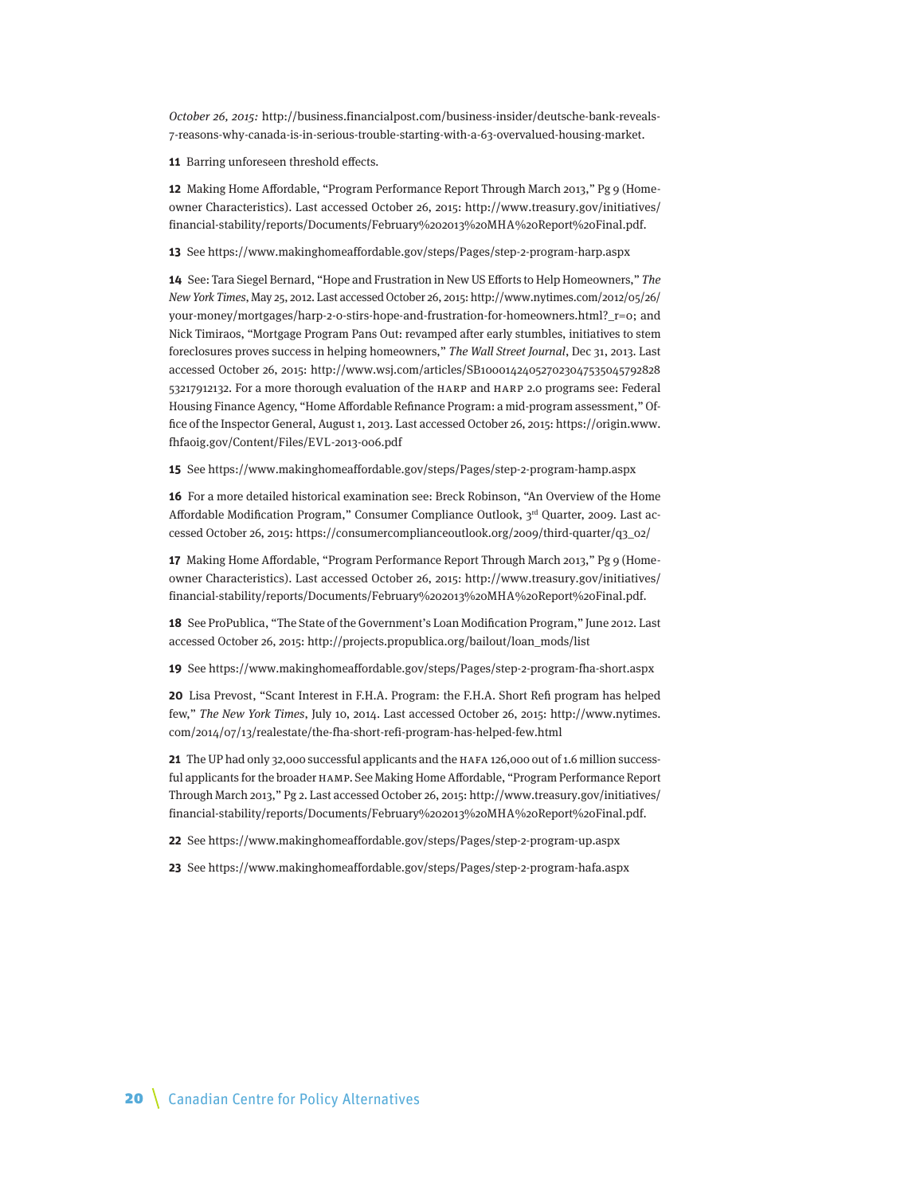*October 26, 2015:* http://business.financialpost.com/business-insider/deutsche-bank-reveals-7-reasons-why-canada-is-in-serious-trouble-starting-with-a-63-overvalued-housing-market.

**11** Barring unforeseen threshold effects.

**12** Making Home Affordable, "Program Performance Report Through March 2013," Pg 9 (Homeowner Characteristics). Last accessed October 26, 2015: http://www.treasury.gov/initiatives/financial-stability/reports/Documents/February%202013%20MHA%20Report%20Final.pdf.

**13** See https://www.makinghomeaffordable.gov/steps/Pages/step-2-program-harp.aspx

**14** See: Tara Siegel Bernard, "Hope and Frustration in New US Efforts to Help Homeowners," *The New York Times*, May 25, 2012. Last accessed October 26, 2015: http://www.nytimes.com/2012/05/26/your-money/mortgages/harp-2-0-stirs-hope-and-frustration-for-homeowners.html?_r=0; and Nick Timiraos, "Mortgage Program Pans Out: revamped after early stumbles, initiatives to stem foreclosures proves success in helping homeowners," *The Wall Street Journal*, Dec 31, 2013. Last accessed October 26, 2015: http://www.wsj.com/articles/SB10001424052702304753504579282853217912132. For a more thorough evaluation of the HARP and HARP 2.0 programs see: Federal Housing Finance Agency, "Home Affordable Refinance Program: a mid-program assessment," Office of the Inspector General, August 1, 2013. Last accessed October 26, 2015: https://origin.www.fhfaoig.gov/Content/Files/EVL-2013-006.pdf

**15** See https://www.makinghomeaffordable.gov/steps/Pages/step-2-program-hamp.aspx

**16** For a more detailed historical examination see: Breck Robinson, "An Overview of the Home Affordable Modification Program," Consumer Compliance Outlook, 3rd Quarter, 2009. Last accessed October 26, 2015: https://consumercomplianceoutlook.org/2009/third-quarter/q3_02/

**17** Making Home Affordable, "Program Performance Report Through March 2013," Pg 9 (Homeowner Characteristics). Last accessed October 26, 2015: http://www.treasury.gov/initiatives/financial-stability/reports/Documents/February%202013%20MHA%20Report%20Final.pdf.

**18** See ProPublica, "The State of the Government's Loan Modification Program," June 2012. Last accessed October 26, 2015: http://projects.propublica.org/bailout/loan_mods/list

**19** See https://www.makinghomeaffordable.gov/steps/Pages/step-2-program-fha-short.aspx

**20** Lisa Prevost, "Scant Interest in F.H.A. Program: the F.H.A. Short Refi program has helped few," *The New York Times*, July 10, 2014. Last accessed October 26, 2015: http://www.nytimes.com/2014/07/13/realestate/the-fha-short-refi-program-has-helped-few.html

**21** The UP had only 32,000 successful applicants and the HAFA 126,000 out of 1.6 million successful applicants for the broader HAMP. See Making Home Affordable, "Program Performance Report Through March 2013," Pg 2. Last accessed October 26, 2015: http://www.treasury.gov/initiatives/financial-stability/reports/Documents/February%202013%20MHA%20Report%20Final.pdf.

**22** See https://www.makinghomeaffordable.gov/steps/Pages/step-2-program-up.aspx

**23** See https://www.makinghomeaffordable.gov/steps/Pages/step-2-program-hafa.aspx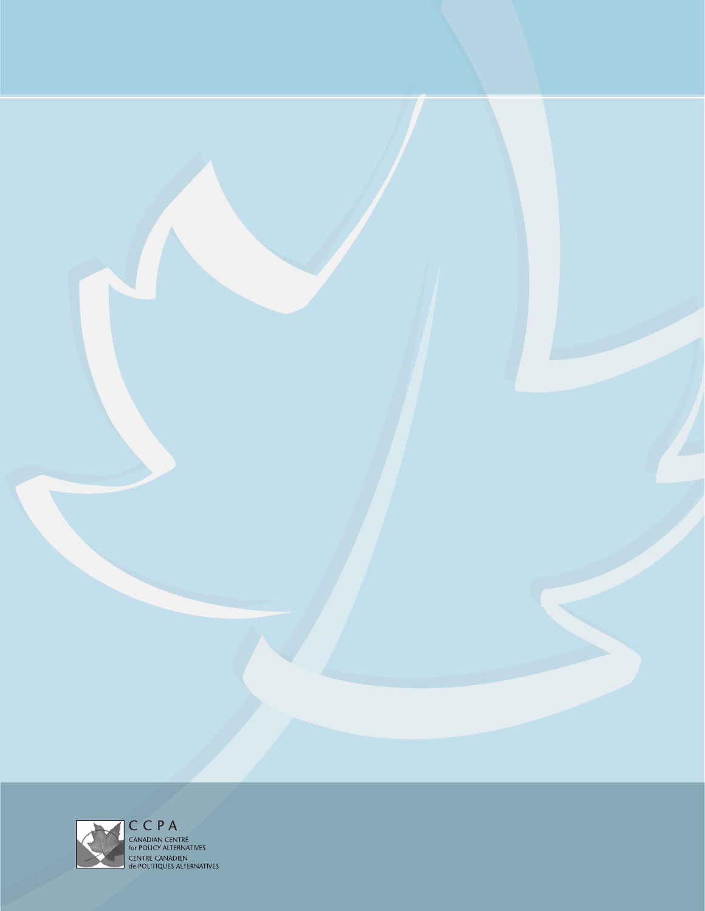CCPA

CANADIAN CENTRE
for POLICY ALTERNATIVES

CENTRE CANADIEN
de POLITIQUES ALTERNATIVES